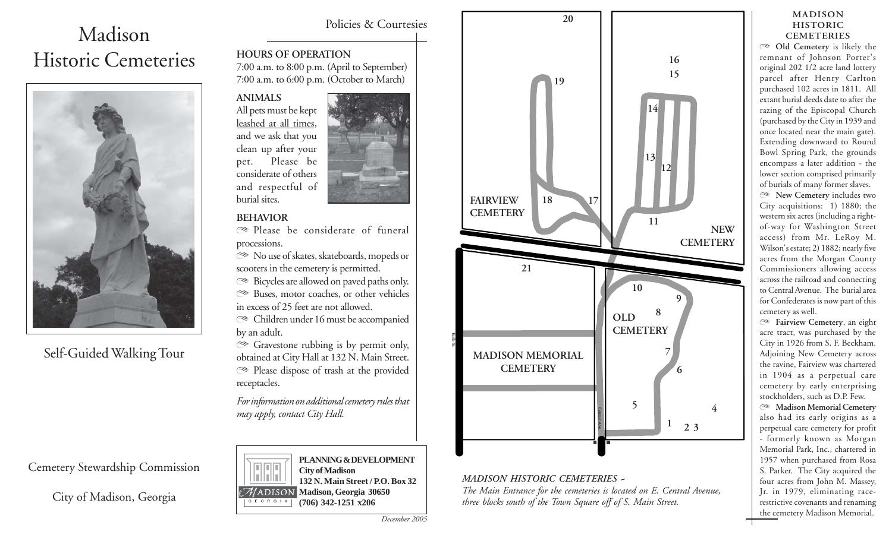# Madison Historic Cemeteries

Self-Guided Walking Tour

Cemetery Stewardship Commission

City of Madison, Georgia

## Policies & Courtesies

### HOURS OF OPERATION

7:00 a.m. to 8:00 p.m. (April to September)
7:00 a.m. to 6:00 p.m. (October to March)

### ANIMALS

All pets must be kept leashed at all times, and we ask that you clean up after your pet. Please be considerate of others and respectful of burial sites.

### BEHAVIOR

- Please be considerate of funeral processions.
- No use of skates, skateboards, mopeds or scooters in the cemetery is permitted.
- Bicycles are allowed on paved paths only.
- Buses, motor coaches, or other vehicles in excess of 25 feet are not allowed.
- Children under 16 must be accompanied by an adult.
- Gravestone rubbing is by permit only, obtained at City Hall at 132 N. Main Street.
- Please dispose of trash at the provided receptacles.

*For information on additional cemetery rules that may apply, contact City Hall.*

**PLANNING & DEVELOPMENT**
**City of Madison**
**132 N. Main Street / P.O. Box 32**
**Madison, Georgia 30650**
**(706) 342-1251 x206**

*December 2005*

FAIRVIEW CEMETERY — NEW CEMETERY — OLD CEMETERY — MADISON MEMORIAL CEMETERY

*MADISON HISTORIC CEMETERIES ~*
*The Main Entrance for the cemeteries is located on E. Central Avenue, three blocks south of the Town Square off of S. Main Street.*

## MADISON HISTORIC CEMETERIES

**Old Cemetery** is likely the remnant of Johnson Porter's original 202 1/2 acre land lottery parcel after Henry Carlton purchased 102 acres in 1811. All extant burial deeds date to after the razing of the Episcopal Church (purchased by the City in 1939 and once located near the main gate). Extending downward to Round Bowl Spring Park, the grounds encompass a later addition - the lower section comprised primarily of burials of many former slaves.

**New Cemetery** includes two City acquisitions: 1) 1880; the western six acres (including a right-of-way for Washington Street access) from Mr. LeRoy M. Wilson's estate; 2) 1882; nearly five acres from the Morgan County Commissioners allowing access across the railroad and connecting to Central Avenue. The burial area for Confederates is now part of this cemetery as well.

**Fairview Cemetery**, an eight acre tract, was purchased by the City in 1926 from S. F. Beckham. Adjoining New Cemetery across the ravine, Fairview was chartered in 1904 as a perpetual care cemetery by early enterprising stockholders, such as D.P. Few.

**Madison Memorial Cemetery** also had its early origins as a perpetual care cemetery for profit - formerly known as Morgan Memorial Park, Inc., chartered in 1957 when purchased from Rosa S. Parker. The City acquired the four acres from John M. Massey, Jr. in 1979, eliminating race-restrictive covenants and renaming the cemetery Madison Memorial.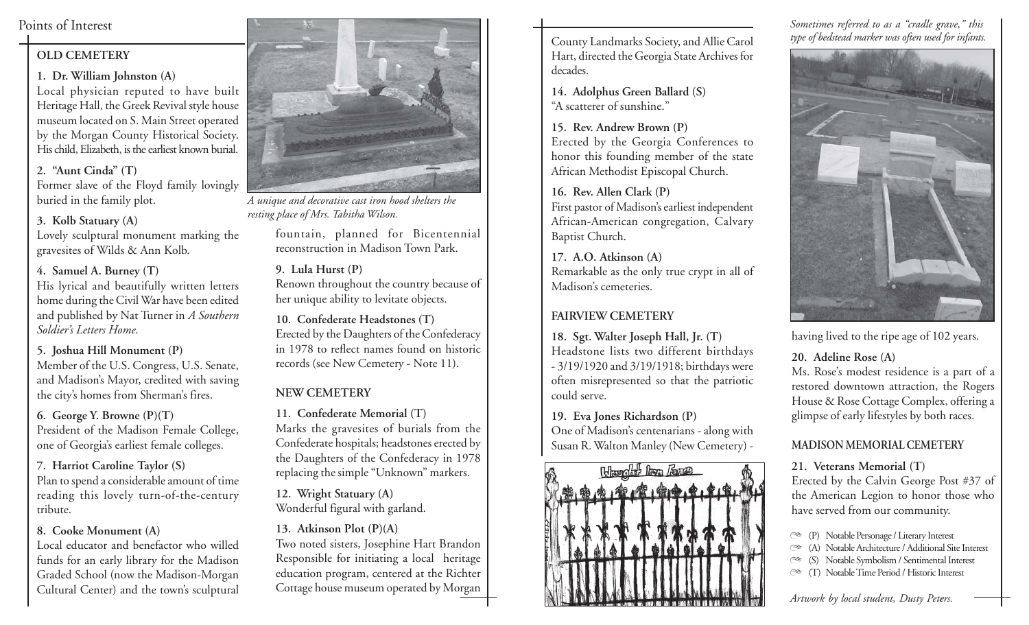## Points of Interest

### OLD CEMETERY

**1. Dr. William Johnston (A)**
Local physician reputed to have built Heritage Hall, the Greek Revival style house museum located on S. Main Street operated by the Morgan County Historical Society. His child, Elizabeth, is the earliest known burial.

**2. "Aunt Cinda" (T)**
Former slave of the Floyd family lovingly buried in the family plot.

**3. Kolb Statuary (A)**
Lovely sculptural monument marking the gravesites of Wilds & Ann Kolb.

**4. Samuel A. Burney (T)**
His lyrical and beautifully written letters home during the Civil War have been edited and published by Nat Turner in *A Southern Soldier's Letters Home*.

**5. Joshua Hill Monument (P)**
Member of the U.S. Congress, U.S. Senate, and Madison's Mayor, credited with saving the city's homes from Sherman's fires.

**6. George Y. Browne (P)(T)**
President of the Madison Female College, one of Georgia's earliest female colleges.

**7. Harriot Caroline Taylor (S)**
Plan to spend a considerable amount of time reading this lovely turn-of-the-century tribute.

**8. Cooke Monument (A)**
Local educator and benefactor who willed funds for an early library for the Madison Graded School (now the Madison-Morgan Cultural Center) and the town's sculptural fountain, planned for Bicentennial reconstruction in Madison Town Park.

*A unique and decorative cast iron hood shelters the resting place of Mrs. Tabitha Wilson.*

**9. Lula Hurst (P)**
Renown throughout the country because of her unique ability to levitate objects.

**10. Confederate Headstones (T)**
Erected by the Daughters of the Confederacy in 1978 to reflect names found on historic records (see New Cemetery - Note 11).

### NEW CEMETERY

**11. Confederate Memorial (T)**
Marks the gravesites of burials from the Confederate hospitals; headstones erected by the Daughters of the Confederacy in 1978 replacing the simple "Unknown" markers.

**12. Wright Statuary (A)**
Wonderful figural with garland.

**13. Atkinson Plot (P)(A)**
Two noted sisters, Josephine Hart Brandon Responsible for initiating a local heritage education program, centered at the Richter Cottage house museum operated by Morgan County Landmarks Society, and Allie Carol Hart, directed the Georgia State Archives for decades.

**14. Adolphus Green Ballard (S)**
"A scatterer of sunshine."

**15. Rev. Andrew Brown (P)**
Erected by the Georgia Conferences to honor this founding member of the state African Methodist Episcopal Church.

**16. Rev. Allen Clark (P)**
First pastor of Madison's earliest independent African-American congregation, Calvary Baptist Church.

**17. A.O. Atkinson (A)**
Remarkable as the only true crypt in all of Madison's cemeteries.

### FAIRVIEW CEMETERY

**18. Sgt. Walter Joseph Hall, Jr. (T)**
Headstone lists two different birthdays - 3/19/1920 and 3/19/1918; birthdays were often misrepresented so that the patriotic could serve.

**19. Eva Jones Richardson (P)**
One of Madison's centenarians - along with Susan R. Walton Manley (New Cemetery) - having lived to the ripe age of 102 years.

Wrought Iron Fence

*Sometimes referred to as a "cradle grave," this type of bedstead marker was often used for infants.*

**20. Adeline Rose (A)**
Ms. Rose's modest residence is a part of a restored downtown attraction, the Rogers House & Rose Cottage Complex, offering a glimpse of early lifestyles by both races.

### MADISON MEMORIAL CEMETERY

**21. Veterans Memorial (T)**
Erected by the Calvin George Post #37 of the American Legion to honor those who have served from our community.

- (P) Notable Personage / Literary Interest
- (A) Notable Architecture / Additional Site Interest
- (S) Notable Symbolism / Sentimental Interest
- (T) Notable Time Period / Historic Interest

*Artwork by local student, Dusty Peters.*